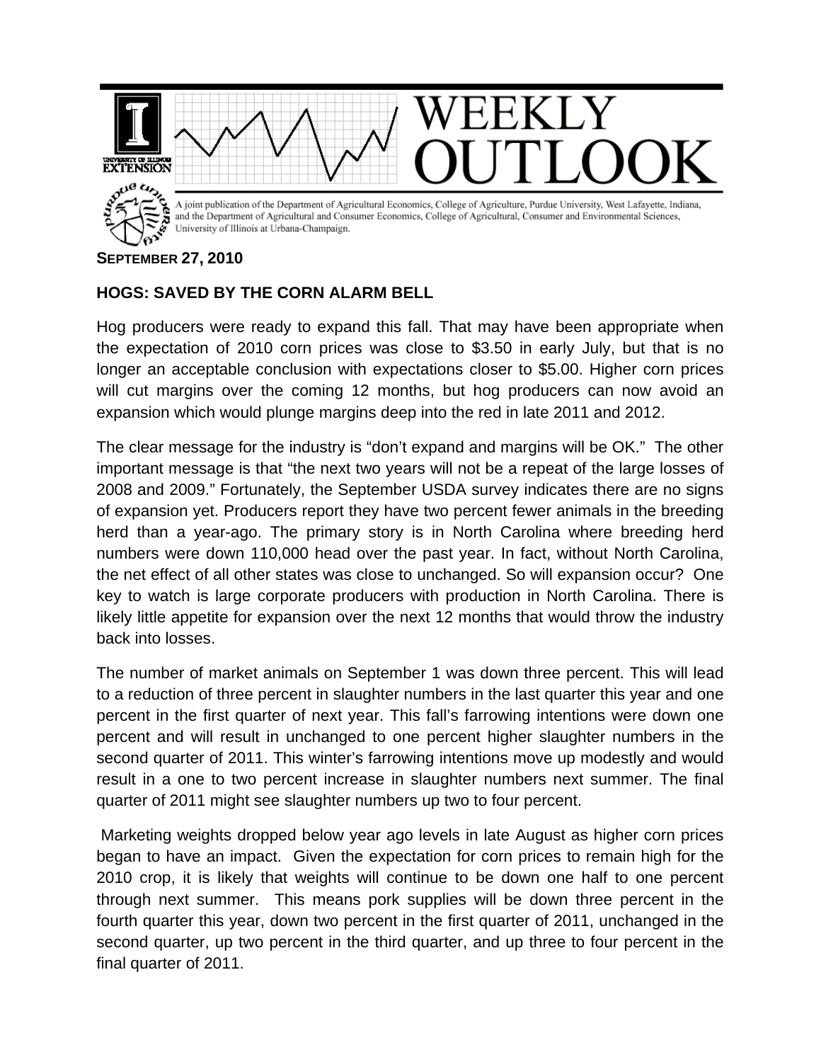# WEEKLY OUTLOOK

A joint publication of the Department of Agricultural Economics, College of Agriculture, Purdue University, West Lafayette, Indiana, and the Department of Agricultural and Consumer Economics, College of Agricultural, Consumer and Environmental Sciences, University of Illinois at Urbana-Champaign.

**SEPTEMBER 27, 2010**

## HOGS: SAVED BY THE CORN ALARM BELL

Hog producers were ready to expand this fall. That may have been appropriate when the expectation of 2010 corn prices was close to $3.50 in early July, but that is no longer an acceptable conclusion with expectations closer to $5.00. Higher corn prices will cut margins over the coming 12 months, but hog producers can now avoid an expansion which would plunge margins deep into the red in late 2011 and 2012.

The clear message for the industry is "don't expand and margins will be OK." The other important message is that "the next two years will not be a repeat of the large losses of 2008 and 2009." Fortunately, the September USDA survey indicates there are no signs of expansion yet. Producers report they have two percent fewer animals in the breeding herd than a year-ago. The primary story is in North Carolina where breeding herd numbers were down 110,000 head over the past year. In fact, without North Carolina, the net effect of all other states was close to unchanged. So will expansion occur? One key to watch is large corporate producers with production in North Carolina. There is likely little appetite for expansion over the next 12 months that would throw the industry back into losses.

The number of market animals on September 1 was down three percent. This will lead to a reduction of three percent in slaughter numbers in the last quarter this year and one percent in the first quarter of next year. This fall's farrowing intentions were down one percent and will result in unchanged to one percent higher slaughter numbers in the second quarter of 2011. This winter's farrowing intentions move up modestly and would result in a one to two percent increase in slaughter numbers next summer. The final quarter of 2011 might see slaughter numbers up two to four percent.

Marketing weights dropped below year ago levels in late August as higher corn prices began to have an impact. Given the expectation for corn prices to remain high for the 2010 crop, it is likely that weights will continue to be down one half to one percent through next summer. This means pork supplies will be down three percent in the fourth quarter this year, down two percent in the first quarter of 2011, unchanged in the second quarter, up two percent in the third quarter, and up three to four percent in the final quarter of 2011.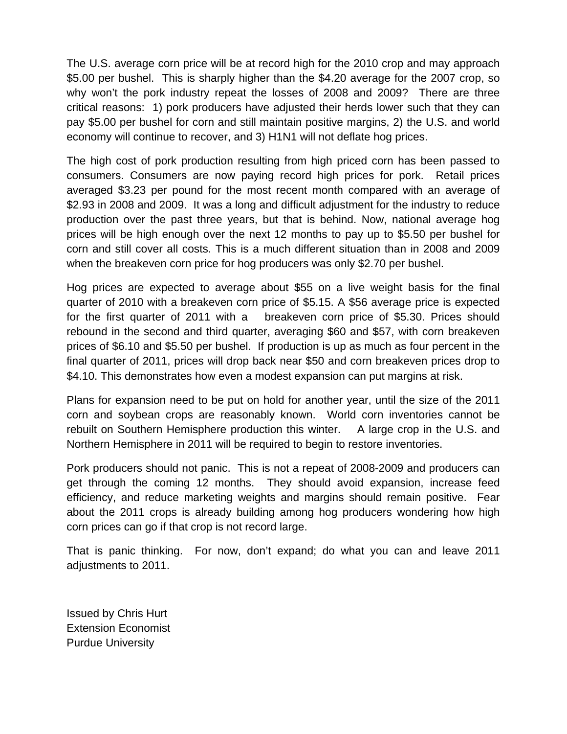The U.S. average corn price will be at record high for the 2010 crop and may approach \$5.00 per bushel. This is sharply higher than the \$4.20 average for the 2007 crop, so why won't the pork industry repeat the losses of 2008 and 2009? There are three critical reasons: 1) pork producers have adjusted their herds lower such that they can pay \$5.00 per bushel for corn and still maintain positive margins, 2) the U.S. and world economy will continue to recover, and 3) H1N1 will not deflate hog prices.

The high cost of pork production resulting from high priced corn has been passed to consumers. Consumers are now paying record high prices for pork. Retail prices averaged \$3.23 per pound for the most recent month compared with an average of \$2.93 in 2008 and 2009. It was a long and difficult adjustment for the industry to reduce production over the past three years, but that is behind. Now, national average hog prices will be high enough over the next 12 months to pay up to \$5.50 per bushel for corn and still cover all costs. This is a much different situation than in 2008 and 2009 when the breakeven corn price for hog producers was only \$2.70 per bushel.

Hog prices are expected to average about \$55 on a live weight basis for the final quarter of 2010 with a breakeven corn price of \$5.15. A \$56 average price is expected for the first quarter of 2011 with a breakeven corn price of \$5.30. Prices should rebound in the second and third quarter, averaging \$60 and \$57, with corn breakeven prices of \$6.10 and \$5.50 per bushel. If production is up as much as four percent in the final quarter of 2011, prices will drop back near \$50 and corn breakeven prices drop to \$4.10. This demonstrates how even a modest expansion can put margins at risk.

Plans for expansion need to be put on hold for another year, until the size of the 2011 corn and soybean crops are reasonably known. World corn inventories cannot be rebuilt on Southern Hemisphere production this winter. A large crop in the U.S. and Northern Hemisphere in 2011 will be required to begin to restore inventories.

Pork producers should not panic. This is not a repeat of 2008-2009 and producers can get through the coming 12 months. They should avoid expansion, increase feed efficiency, and reduce marketing weights and margins should remain positive. Fear about the 2011 crops is already building among hog producers wondering how high corn prices can go if that crop is not record large.

That is panic thinking. For now, don't expand; do what you can and leave 2011 adjustments to 2011.

Issued by Chris Hurt  
Extension Economist  
Purdue University